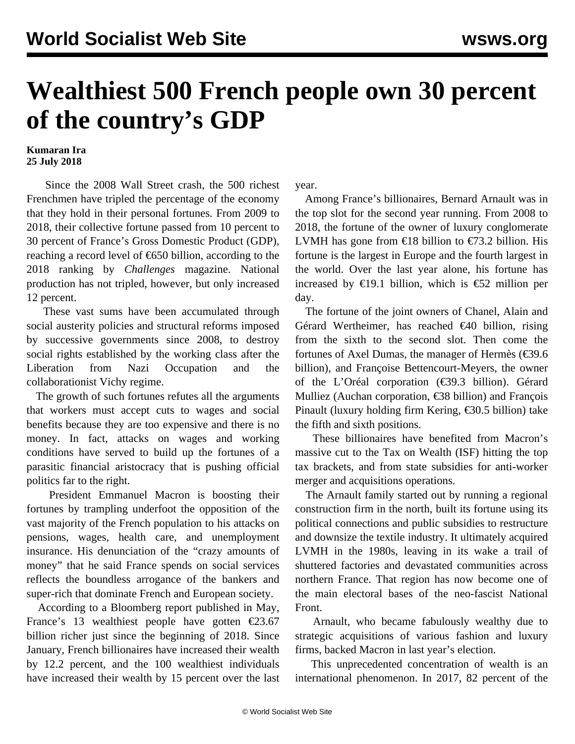# Wealthiest 500 French people own 30 percent of the country's GDP

**Kumaran Ira**
**25 July 2018**

Since the 2008 Wall Street crash, the 500 richest Frenchmen have tripled the percentage of the economy that they hold in their personal fortunes. From 2009 to 2018, their collective fortune passed from 10 percent to 30 percent of France's Gross Domestic Product (GDP), reaching a record level of €650 billion, according to the 2018 ranking by *Challenges* magazine. National production has not tripled, however, but only increased 12 percent.

These vast sums have been accumulated through social austerity policies and structural reforms imposed by successive governments since 2008, to destroy social rights established by the working class after the Liberation from Nazi Occupation and the collaborationist Vichy regime.

The growth of such fortunes refutes all the arguments that workers must accept cuts to wages and social benefits because they are too expensive and there is no money. In fact, attacks on wages and working conditions have served to build up the fortunes of a parasitic financial aristocracy that is pushing official politics far to the right.

President Emmanuel Macron is boosting their fortunes by trampling underfoot the opposition of the vast majority of the French population to his attacks on pensions, wages, health care, and unemployment insurance. His denunciation of the "crazy amounts of money" that he said France spends on social services reflects the boundless arrogance of the bankers and super-rich that dominate French and European society.

According to a Bloomberg report published in May, France's 13 wealthiest people have gotten €23.67 billion richer just since the beginning of 2018. Since January, French billionaires have increased their wealth by 12.2 percent, and the 100 wealthiest individuals have increased their wealth by 15 percent over the last year.

Among France's billionaires, Bernard Arnault was in the top slot for the second year running. From 2008 to 2018, the fortune of the owner of luxury conglomerate LVMH has gone from €18 billion to €73.2 billion. His fortune is the largest in Europe and the fourth largest in the world. Over the last year alone, his fortune has increased by €19.1 billion, which is €52 million per day.

The fortune of the joint owners of Chanel, Alain and Gérard Wertheimer, has reached €40 billion, rising from the sixth to the second slot. Then come the fortunes of Axel Dumas, the manager of Hermès (€39.6 billion), and Françoise Bettencourt-Meyers, the owner of the L'Oréal corporation (€39.3 billion). Gérard Mulliez (Auchan corporation, €38 billion) and François Pinault (luxury holding firm Kering, €30.5 billion) take the fifth and sixth positions.

These billionaires have benefited from Macron's massive cut to the Tax on Wealth (ISF) hitting the top tax brackets, and from state subsidies for anti-worker merger and acquisitions operations.

The Arnault family started out by running a regional construction firm in the north, built its fortune using its political connections and public subsidies to restructure and downsize the textile industry. It ultimately acquired LVMH in the 1980s, leaving in its wake a trail of shuttered factories and devastated communities across northern France. That region has now become one of the main electoral bases of the neo-fascist National Front.

Arnault, who became fabulously wealthy due to strategic acquisitions of various fashion and luxury firms, backed Macron in last year's election.

This unprecedented concentration of wealth is an international phenomenon. In 2017, 82 percent of the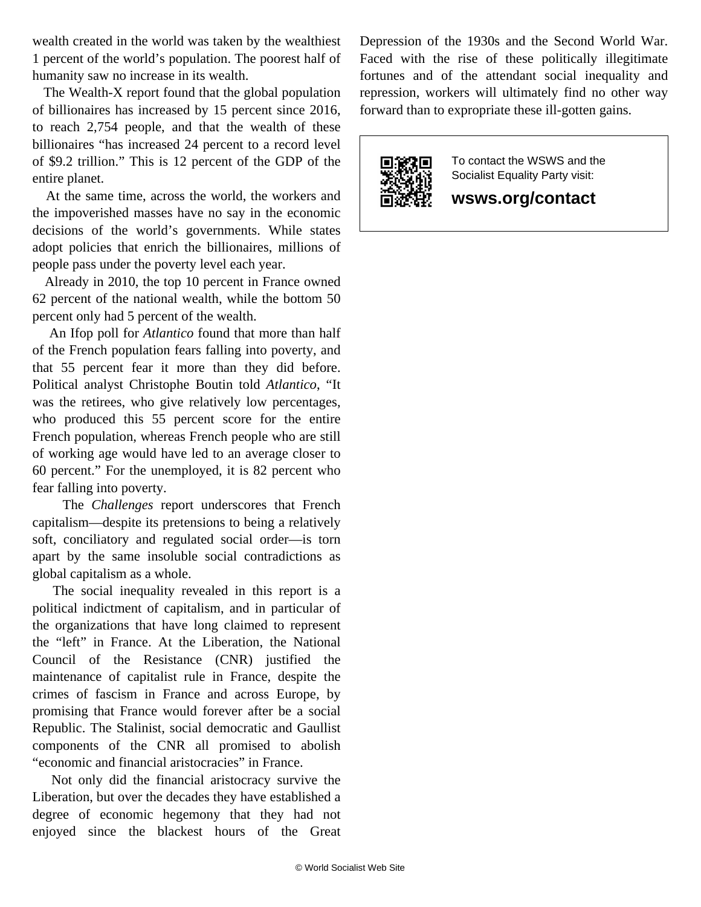wealth created in the world was taken by the wealthiest 1 percent of the world's population. The poorest half of humanity saw no increase in its wealth.

The Wealth-X report found that the global population of billionaires has increased by 15 percent since 2016, to reach 2,754 people, and that the wealth of these billionaires "has increased 24 percent to a record level of $9.2 trillion." This is 12 percent of the GDP of the entire planet.

At the same time, across the world, the workers and the impoverished masses have no say in the economic decisions of the world's governments. While states adopt policies that enrich the billionaires, millions of people pass under the poverty level each year.

Already in 2010, the top 10 percent in France owned 62 percent of the national wealth, while the bottom 50 percent only had 5 percent of the wealth.

An Ifop poll for *Atlantico* found that more than half of the French population fears falling into poverty, and that 55 percent fear it more than they did before. Political analyst Christophe Boutin told *Atlantico*, "It was the retirees, who give relatively low percentages, who produced this 55 percent score for the entire French population, whereas French people who are still of working age would have led to an average closer to 60 percent." For the unemployed, it is 82 percent who fear falling into poverty.

The *Challenges* report underscores that French capitalism—despite its pretensions to being a relatively soft, conciliatory and regulated social order—is torn apart by the same insoluble social contradictions as global capitalism as a whole.

The social inequality revealed in this report is a political indictment of capitalism, and in particular of the organizations that have long claimed to represent the "left" in France. At the Liberation, the National Council of the Resistance (CNR) justified the maintenance of capitalist rule in France, despite the crimes of fascism in France and across Europe, by promising that France would forever after be a social Republic. The Stalinist, social democratic and Gaullist components of the CNR all promised to abolish "economic and financial aristocracies" in France.

Not only did the financial aristocracy survive the Liberation, but over the decades they have established a degree of economic hegemony that they had not enjoyed since the blackest hours of the Great Depression of the 1930s and the Second World War. Faced with the rise of these politically illegitimate fortunes and of the attendant social inequality and repression, workers will ultimately find no other way forward than to expropriate these ill-gotten gains.

To contact the WSWS and the Socialist Equality Party visit:

**wsws.org/contact**